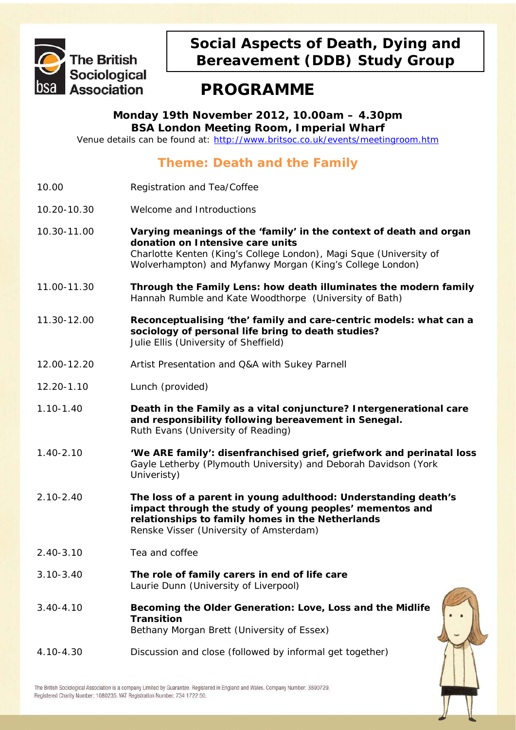The British Sociological Association

# Social Aspects of Death, Dying and Bereavement (DDB) Study Group

# PROGRAMME

**Monday 19th November 2012, 10.00am – 4.30pm**
**BSA London Meeting Room, Imperial Wharf**
Venue details can be found at: http://www.britsoc.co.uk/events/meetingroom.htm

## Theme: Death and the Family

| | |
|---|---|
| 10.00 | Registration and Tea/Coffee |
| 10.20-10.30 | Welcome and Introductions |
| 10.30-11.00 | **Varying meanings of the 'family' in the context of death and organ donation on Intensive care units**<br>Charlotte Kenten (King's College London), Magi Sque (University of Wolverhampton) and Myfanwy Morgan (King's College London) |
| 11.00-11.30 | **Through the Family Lens: how death illuminates the modern family**<br>Hannah Rumble and Kate Woodthorpe (University of Bath) |
| 11.30-12.00 | **Reconceptualising 'the' family and care-centric models: what can a sociology of personal life bring to death studies?**<br>Julie Ellis (University of Sheffield) |
| 12.00-12.20 | Artist Presentation and Q&A with Sukey Parnell |
| 12.20-1.10 | Lunch (provided) |
| 1.10-1.40 | **Death in the Family as a vital conjuncture? Intergenerational care and responsibility following bereavement in Senegal.**<br>Ruth Evans (University of Reading) |
| 1.40-2.10 | **'We ARE family': disenfranchised grief, griefwork and perinatal loss**<br>Gayle Letherby (Plymouth University) and Deborah Davidson (York Univeristy) |
| 2.10-2.40 | **The loss of a parent in young adulthood: Understanding death's impact through the study of young peoples' mementos and relationships to family homes in the Netherlands**<br>Renske Visser (University of Amsterdam) |
| 2.40-3.10 | Tea and coffee |
| 3.10-3.40 | **The role of family carers in end of life care**<br>Laurie Dunn (University of Liverpool) |
| 3.40-4.10 | **Becoming the Older Generation: Love, Loss and the Midlife Transition**<br>Bethany Morgan Brett (University of Essex) |
| 4.10-4.30 | Discussion and close (followed by informal get together) |

The British Sociological Association is a company Limited by Guarantee. Registered in England and Wales. Company Number: 3890729. Registered Charity Number: 1080235. VAT Registration Number: 734 1722 50.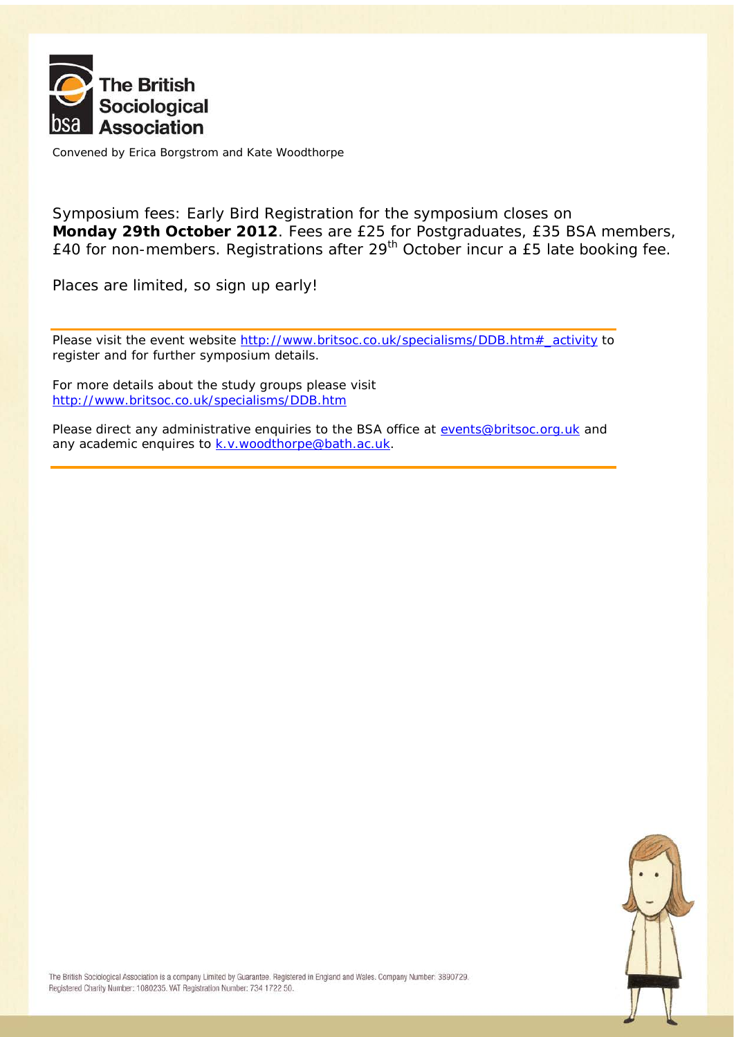The British Sociological Association

Convened by Erica Borgstrom and Kate Woodthorpe

Symposium fees: Early Bird Registration for the symposium closes on **Monday 29th October 2012**. Fees are £25 for Postgraduates, £35 BSA members, £40 for non-members. Registrations after 29th October incur a £5 late booking fee.

Places are limited, so sign up early!

---

Please visit the event website http://www.britsoc.co.uk/specialisms/DDB.htm#_activity to register and for further symposium details.

For more details about the study groups please visit http://www.britsoc.co.uk/specialisms/DDB.htm

Please direct any administrative enquiries to the BSA office at events@britsoc.org.uk and any academic enquires to k.v.woodthorpe@bath.ac.uk.

---

The British Sociological Association is a company Limited by Guarantee. Registered in England and Wales. Company Number: 3890729. Registered Charity Number: 1080235. VAT Registration Number: 734 1722 50.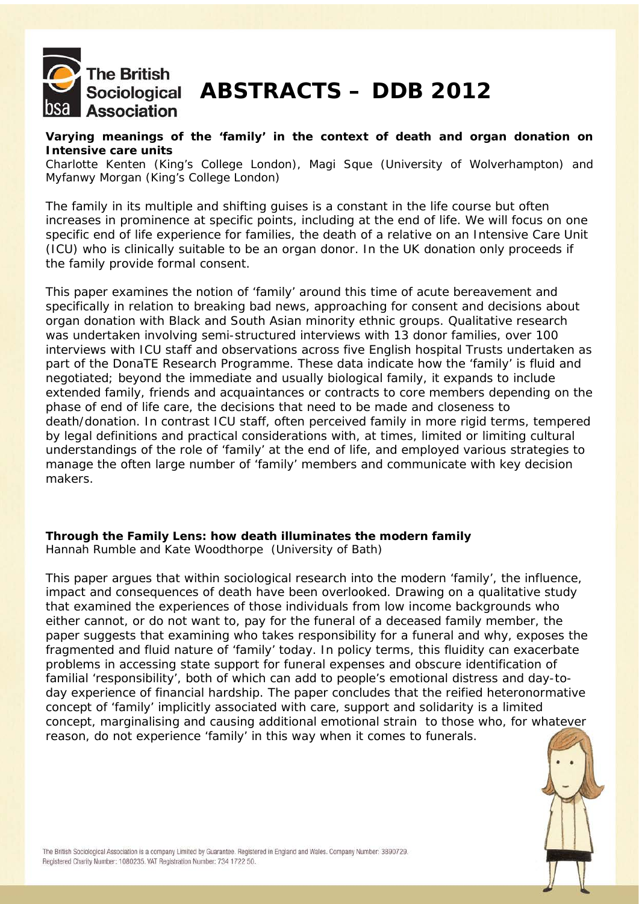# ABSTRACTS – DDB 2012

**Varying meanings of the 'family' in the context of death and organ donation on Intensive care units**
Charlotte Kenten (King's College London), Magi Sque (University of Wolverhampton) and Myfanwy Morgan (King's College London)

The family in its multiple and shifting guises is a constant in the life course but often increases in prominence at specific points, including at the end of life. We will focus on one specific end of life experience for families, the death of a relative on an Intensive Care Unit (ICU) who is clinically suitable to be an organ donor. In the UK donation only proceeds if the family provide formal consent.

This paper examines the notion of 'family' around this time of acute bereavement and specifically in relation to breaking bad news, approaching for consent and decisions about organ donation with Black and South Asian minority ethnic groups. Qualitative research was undertaken involving semi-structured interviews with 13 donor families, over 100 interviews with ICU staff and observations across five English hospital Trusts undertaken as part of the DonaTE Research Programme. These data indicate how the 'family' is fluid and negotiated; beyond the immediate and usually biological family, it expands to include extended family, friends and acquaintances or contracts to core members depending on the phase of end of life care, the decisions that need to be made and closeness to death/donation. In contrast ICU staff, often perceived family in more rigid terms, tempered by legal definitions and practical considerations with, at times, limited or limiting cultural understandings of the role of 'family' at the end of life, and employed various strategies to manage the often large number of 'family' members and communicate with key decision makers.

**Through the Family Lens: how death illuminates the modern family**
Hannah Rumble and Kate Woodthorpe (University of Bath)

This paper argues that within sociological research into the modern 'family', the influence, impact and consequences of death have been overlooked. Drawing on a qualitative study that examined the experiences of those individuals from low income backgrounds who either cannot, or do not want to, pay for the funeral of a deceased family member, the paper suggests that examining who takes responsibility for a funeral and why, exposes the fragmented and fluid nature of 'family' today. In policy terms, this fluidity can exacerbate problems in accessing state support for funeral expenses and obscure identification of familial 'responsibility', both of which can add to people's emotional distress and day-to-day experience of financial hardship. The paper concludes that the reified heteronormative concept of 'family' implicitly associated with care, support and solidarity is a limited concept, marginalising and causing additional emotional strain to those who, for whatever reason, do not experience 'family' in this way when it comes to funerals.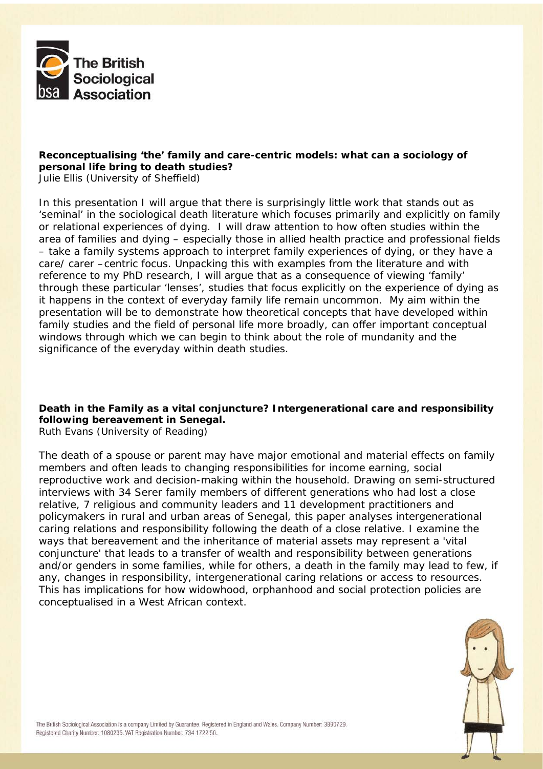**Reconceptualising 'the' family and care-centric models: what can a sociology of personal life bring to death studies?**
Julie Ellis (University of Sheffield)

In this presentation I will argue that there is surprisingly little work that stands out as 'seminal' in the sociological death literature which focuses primarily and explicitly on family or relational experiences of dying. I will draw attention to how often studies within the area of families and dying – especially those in allied health practice and professional fields – take a family systems approach to interpret family experiences of dying, or they have a care/ carer –centric focus. Unpacking this with examples from the literature and with reference to my PhD research, I will argue that as a consequence of viewing 'family' through these particular 'lenses', studies that focus explicitly on the experience of dying as it happens in the context of everyday family life remain uncommon. My aim within the presentation will be to demonstrate how theoretical concepts that have developed within family studies and the field of personal life more broadly, can offer important conceptual windows through which we can begin to think about the role of mundanity and the significance of the everyday within death studies.

**Death in the Family as a vital conjuncture? Intergenerational care and responsibility following bereavement in Senegal.**
Ruth Evans (University of Reading)

The death of a spouse or parent may have major emotional and material effects on family members and often leads to changing responsibilities for income earning, social reproductive work and decision-making within the household. Drawing on semi-structured interviews with 34 Serer family members of different generations who had lost a close relative, 7 religious and community leaders and 11 development practitioners and policymakers in rural and urban areas of Senegal, this paper analyses intergenerational caring relations and responsibility following the death of a close relative. I examine the ways that bereavement and the inheritance of material assets may represent a 'vital conjuncture' that leads to a transfer of wealth and responsibility between generations and/or genders in some families, while for others, a death in the family may lead to few, if any, changes in responsibility, intergenerational caring relations or access to resources. This has implications for how widowhood, orphanhood and social protection policies are conceptualised in a West African context.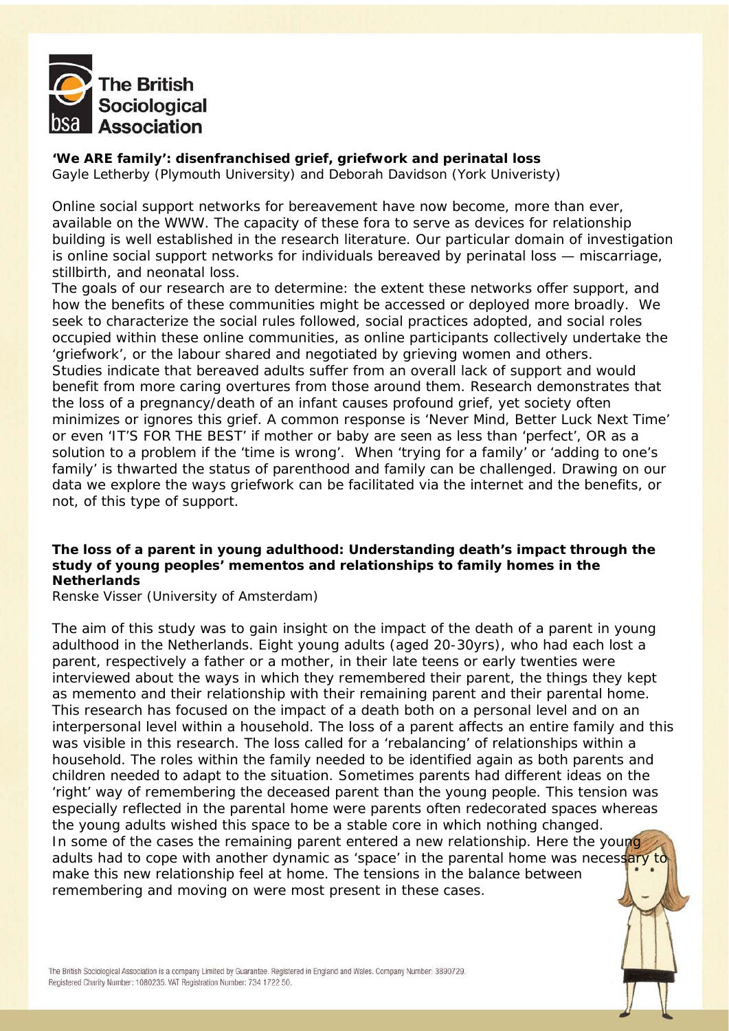**'We ARE family': disenfranchised grief, griefwork and perinatal loss**
Gayle Letherby (Plymouth University) and Deborah Davidson (York Univeristy)

Online social support networks for bereavement have now become, more than ever, available on the WWW. The capacity of these fora to serve as devices for relationship building is well established in the research literature. Our particular domain of investigation is online social support networks for individuals bereaved by perinatal loss — miscarriage, stillbirth, and neonatal loss.
The goals of our research are to determine: the extent these networks offer support, and how the benefits of these communities might be accessed or deployed more broadly. We seek to characterize the social rules followed, social practices adopted, and social roles occupied within these online communities, as online participants collectively undertake the 'griefwork', or the labour shared and negotiated by grieving women and others.
Studies indicate that bereaved adults suffer from an overall lack of support and would benefit from more caring overtures from those around them. Research demonstrates that the loss of a pregnancy/death of an infant causes profound grief, yet society often minimizes or ignores this grief. A common response is 'Never Mind, Better Luck Next Time' or even 'IT'S FOR THE BEST' if mother or baby are seen as less than 'perfect', OR as a solution to a problem if the 'time is wrong'. When 'trying for a family' or 'adding to one's family' is thwarted the status of parenthood and family can be challenged. Drawing on our data we explore the ways griefwork can be facilitated via the internet and the benefits, or not, of this type of support.

**The loss of a parent in young adulthood: Understanding death's impact through the study of young peoples' mementos and relationships to family homes in the Netherlands**
Renske Visser (University of Amsterdam)

The aim of this study was to gain insight on the impact of the death of a parent in young adulthood in the Netherlands. Eight young adults (aged 20-30yrs), who had each lost a parent, respectively a father or a mother, in their late teens or early twenties were interviewed about the ways in which they remembered their parent, the things they kept as memento and their relationship with their remaining parent and their parental home. This research has focused on the impact of a death both on a personal level and on an interpersonal level within a household. The loss of a parent affects an entire family and this was visible in this research. The loss called for a 'rebalancing' of relationships within a household. The roles within the family needed to be identified again as both parents and children needed to adapt to the situation. Sometimes parents had different ideas on the 'right' way of remembering the deceased parent than the young people. This tension was especially reflected in the parental home were parents often redecorated spaces whereas the young adults wished this space to be a stable core in which nothing changed.
In some of the cases the remaining parent entered a new relationship. Here the young adults had to cope with another dynamic as 'space' in the parental home was necessary to make this new relationship feel at home. The tensions in the balance between remembering and moving on were most present in these cases.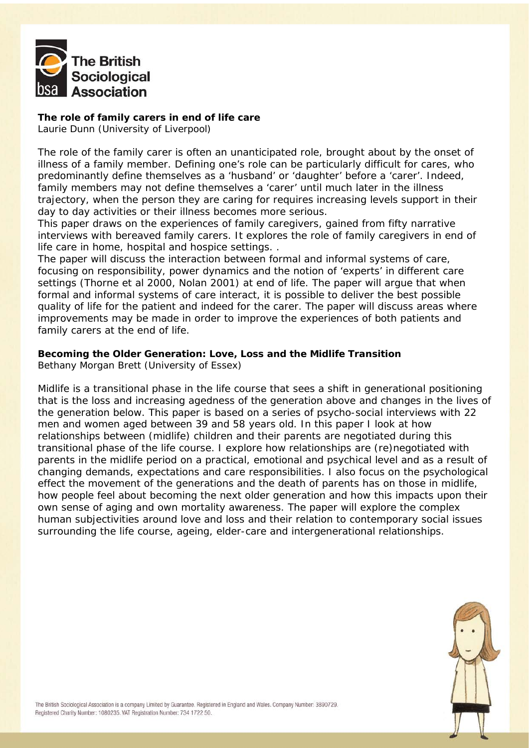**The role of family carers in end of life care**

Laurie Dunn (University of Liverpool)

The role of the family carer is often an unanticipated role, brought about by the onset of illness of a family member. Defining one's role can be particularly difficult for cares, who predominantly define themselves as a 'husband' or 'daughter' before a 'carer'. Indeed, family members may not define themselves a 'carer' until much later in the illness trajectory, when the person they are caring for requires increasing levels support in their day to day activities or their illness becomes more serious.

This paper draws on the experiences of family caregivers, gained from fifty narrative interviews with bereaved family carers. It explores the role of family caregivers in end of life care in home, hospital and hospice settings. .

The paper will discuss the interaction between formal and informal systems of care, focusing on responsibility, power dynamics and the notion of 'experts' in different care settings (Thorne et al 2000, Nolan 2001) at end of life. The paper will argue that when formal and informal systems of care interact, it is possible to deliver the best possible quality of life for the patient and indeed for the carer. The paper will discuss areas where improvements may be made in order to improve the experiences of both patients and family carers at the end of life.

**Becoming the Older Generation: Love, Loss and the Midlife Transition**

Bethany Morgan Brett (University of Essex)

Midlife is a transitional phase in the life course that sees a shift in generational positioning that is the loss and increasing agedness of the generation above and changes in the lives of the generation below. This paper is based on a series of psycho-social interviews with 22 men and women aged between 39 and 58 years old. In this paper I look at how relationships between (midlife) children and their parents are negotiated during this transitional phase of the life course. I explore how relationships are (re)negotiated with parents in the midlife period on a practical, emotional and psychical level and as a result of changing demands, expectations and care responsibilities. I also focus on the psychological effect the movement of the generations and the death of parents has on those in midlife, how people feel about becoming the next older generation and how this impacts upon their own sense of aging and own mortality awareness. The paper will explore the complex human subjectivities around love and loss and their relation to contemporary social issues surrounding the life course, ageing, elder-care and intergenerational relationships.